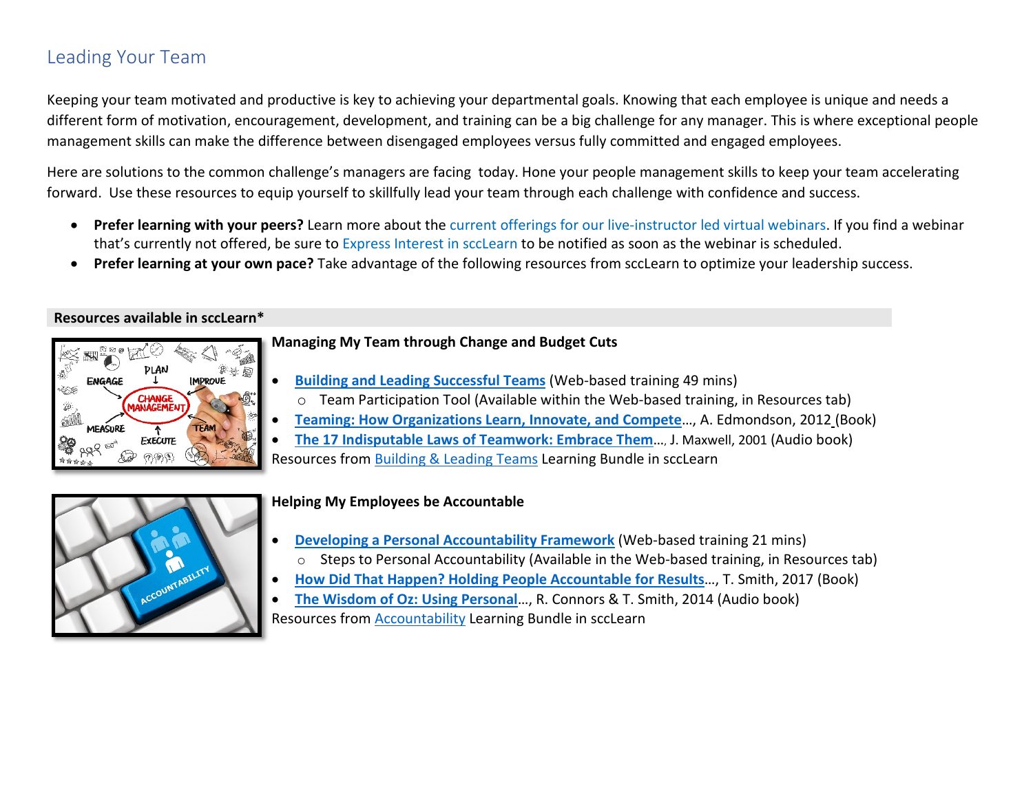# Leading Your Team

Keeping your team motivated and productive is key to achieving your departmental goals. Knowing that each employee is unique and needs a different form of motivation, encouragement, development, and training can be a big challenge for any manager. This is where exceptional people management skills can make the difference between disengaged employees versus fully committed and engaged employees.

Here are solutions to the common challenge's managers are facing today. Hone your people management skills to keep your team accelerating forward. Use these resources to equip yourself to skillfully lead your team through each challenge with confidence and success.

- **Prefer learning with your peers?** Learn more about the current offerings for our live-instructor led virtual webinars. If you find a webinar that's currently not offered, be sure to Express Interest in sccLearn to be notified as soon as the webinar is scheduled.
- **Prefer learning at your own pace?** Take advantage of the following resources from sccLearn to optimize your leadership success.

**Resources available in sccLearn***

### Managing My Team through Change and Budget Cuts

- **Building and Leading Successful Teams** (Web-based training 49 mins)
  - Team Participation Tool (Available within the Web-based training, in Resources tab)
- **Teaming: How Organizations Learn, Innovate, and Compete**..., A. Edmondson, 2012 (Book)
- **The 17 Indisputable Laws of Teamwork: Embrace Them**..., J. Maxwell, 2001 (Audio book)

Resources from Building & Leading Teams Learning Bundle in sccLearn

### Helping My Employees be Accountable

- **Developing a Personal Accountability Framework** (Web-based training 21 mins)
  - Steps to Personal Accountability (Available in the Web-based training, in Resources tab)
- **How Did That Happen? Holding People Accountable for Results**..., T. Smith, 2017 (Book)
- **The Wisdom of Oz: Using Personal**..., R. Connors & T. Smith, 2014 (Audio book)

Resources from Accountability Learning Bundle in sccLearn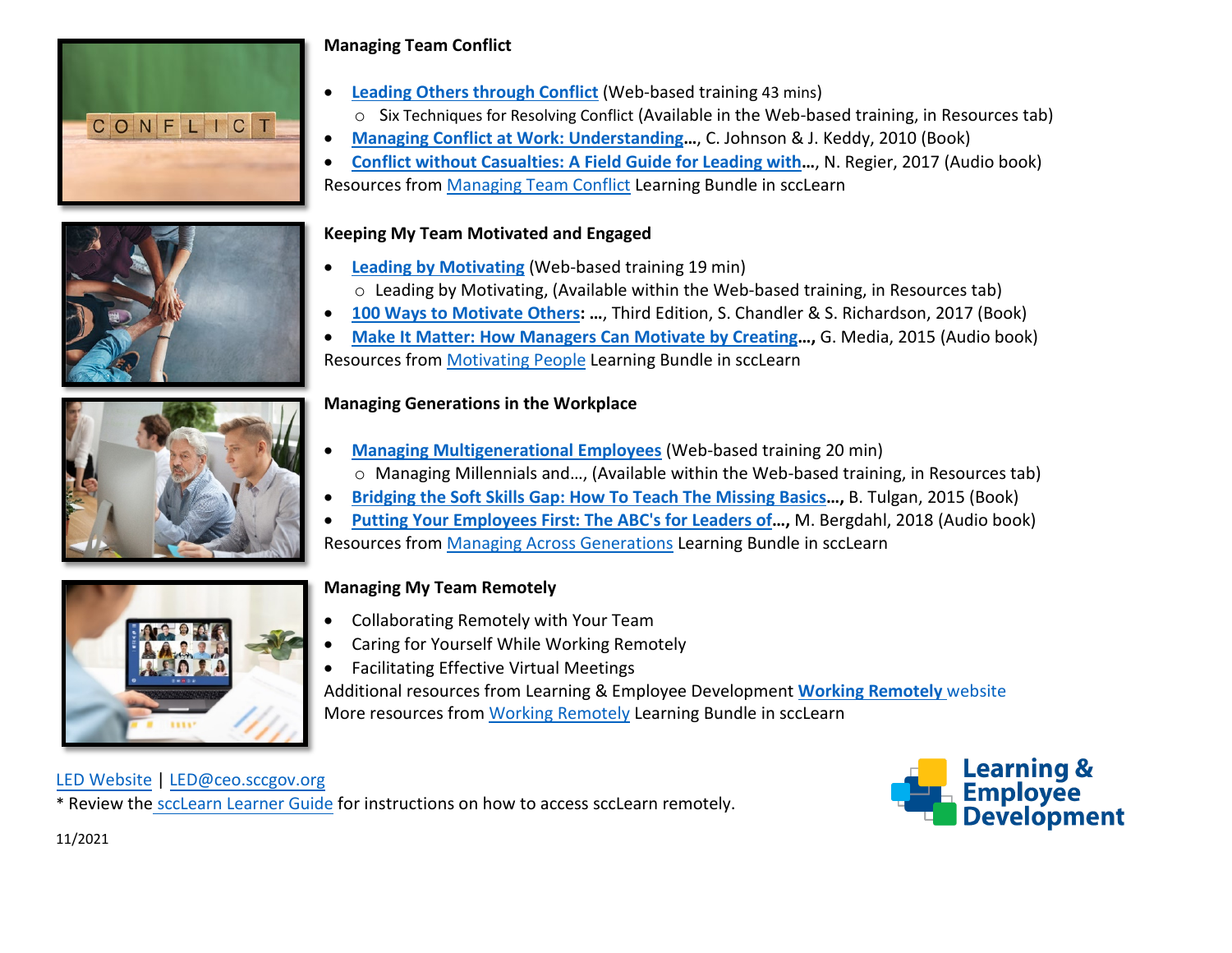### Managing Team Conflict

- **Leading Others through Conflict** (Web-based training 43 mins)
  - Six Techniques for Resolving Conflict (Available in the Web-based training, in Resources tab)
- **Managing Conflict at Work: Understanding…**, C. Johnson & J. Keddy, 2010 (Book)
- **Conflict without Casualties: A Field Guide for Leading with…**, N. Regier, 2017 (Audio book)

Resources from Managing Team Conflict Learning Bundle in scclearn

### Keeping My Team Motivated and Engaged

- **Leading by Motivating** (Web-based training 19 min)
  - Leading by Motivating, (Available within the Web-based training, in Resources tab)
- **100 Ways to Motivate Others: …**, Third Edition, S. Chandler & S. Richardson, 2017 (Book)
- **Make It Matter: How Managers Can Motivate by Creating…,** G. Media, 2015 (Audio book)

Resources from Motivating People Learning Bundle in scclearn

### Managing Generations in the Workplace

- **Managing Multigenerational Employees** (Web-based training 20 min)
  - Managing Millennials and…, (Available within the Web-based training, in Resources tab)
- **Bridging the Soft Skills Gap: How To Teach The Missing Basics…,** B. Tulgan, 2015 (Book)
- **Putting Your Employees First: The ABC's for Leaders of…,** M. Bergdahl, 2018 (Audio book)

Resources from Managing Across Generations Learning Bundle in scclearn

### Managing My Team Remotely

- Collaborating Remotely with Your Team
- Caring for Yourself While Working Remotely
- Facilitating Effective Virtual Meetings

Additional resources from Learning & Employee Development **Working Remotely** website
More resources from Working Remotely Learning Bundle in scclearn

LED Website | LED@ceo.sccgov.org
* Review the scclearn Learner Guide for instructions on how to access scclearn remotely.

Learning & Employee Development

11/2021